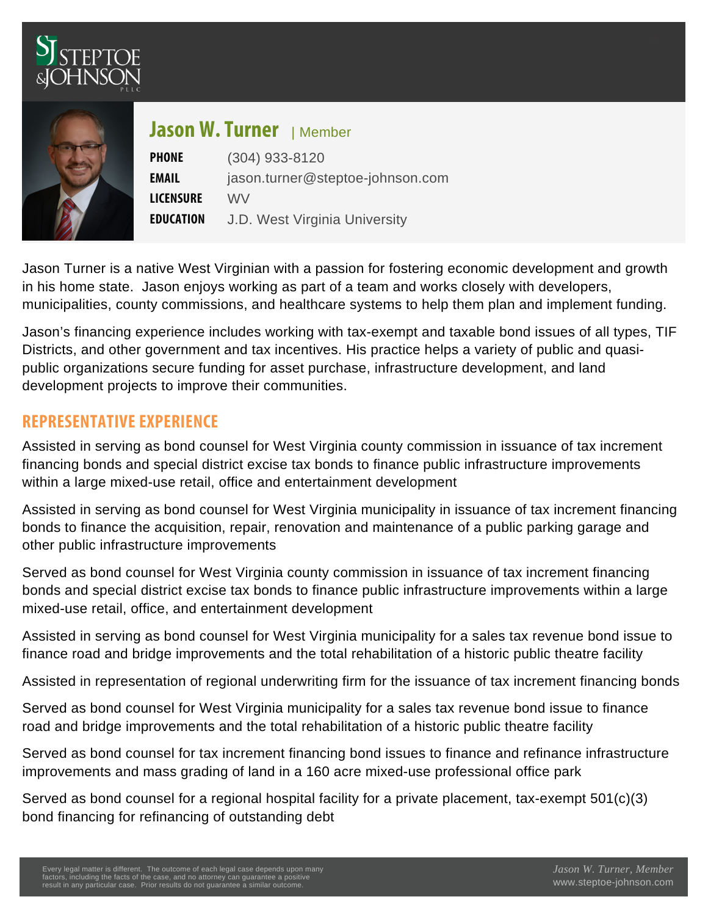# Jason W. Turner | Member

**PHONE** (304) 933-8120

**EMAIL** jason.turner@steptoe-johnson.com

**LICENSURE** WV

**EDUCATION** J.D. West Virginia University

Jason Turner is a native West Virginian with a passion for fostering economic development and growth in his home state. Jason enjoys working as part of a team and works closely with developers, municipalities, county commissions, and healthcare systems to help them plan and implement funding.

Jason's financing experience includes working with tax-exempt and taxable bond issues of all types, TIF Districts, and other government and tax incentives. His practice helps a variety of public and quasi-public organizations secure funding for asset purchase, infrastructure development, and land development projects to improve their communities.

## REPRESENTATIVE EXPERIENCE

Assisted in serving as bond counsel for West Virginia county commission in issuance of tax increment financing bonds and special district excise tax bonds to finance public infrastructure improvements within a large mixed-use retail, office and entertainment development

Assisted in serving as bond counsel for West Virginia municipality in issuance of tax increment financing bonds to finance the acquisition, repair, renovation and maintenance of a public parking garage and other public infrastructure improvements

Served as bond counsel for West Virginia county commission in issuance of tax increment financing bonds and special district excise tax bonds to finance public infrastructure improvements within a large mixed-use retail, office, and entertainment development

Assisted in serving as bond counsel for West Virginia municipality for a sales tax revenue bond issue to finance road and bridge improvements and the total rehabilitation of a historic public theatre facility

Assisted in representation of regional underwriting firm for the issuance of tax increment financing bonds

Served as bond counsel for West Virginia municipality for a sales tax revenue bond issue to finance road and bridge improvements and the total rehabilitation of a historic public theatre facility

Served as bond counsel for tax increment financing bond issues to finance and refinance infrastructure improvements and mass grading of land in a 160 acre mixed-use professional office park

Served as bond counsel for a regional hospital facility for a private placement, tax-exempt 501(c)(3) bond financing for refinancing of outstanding debt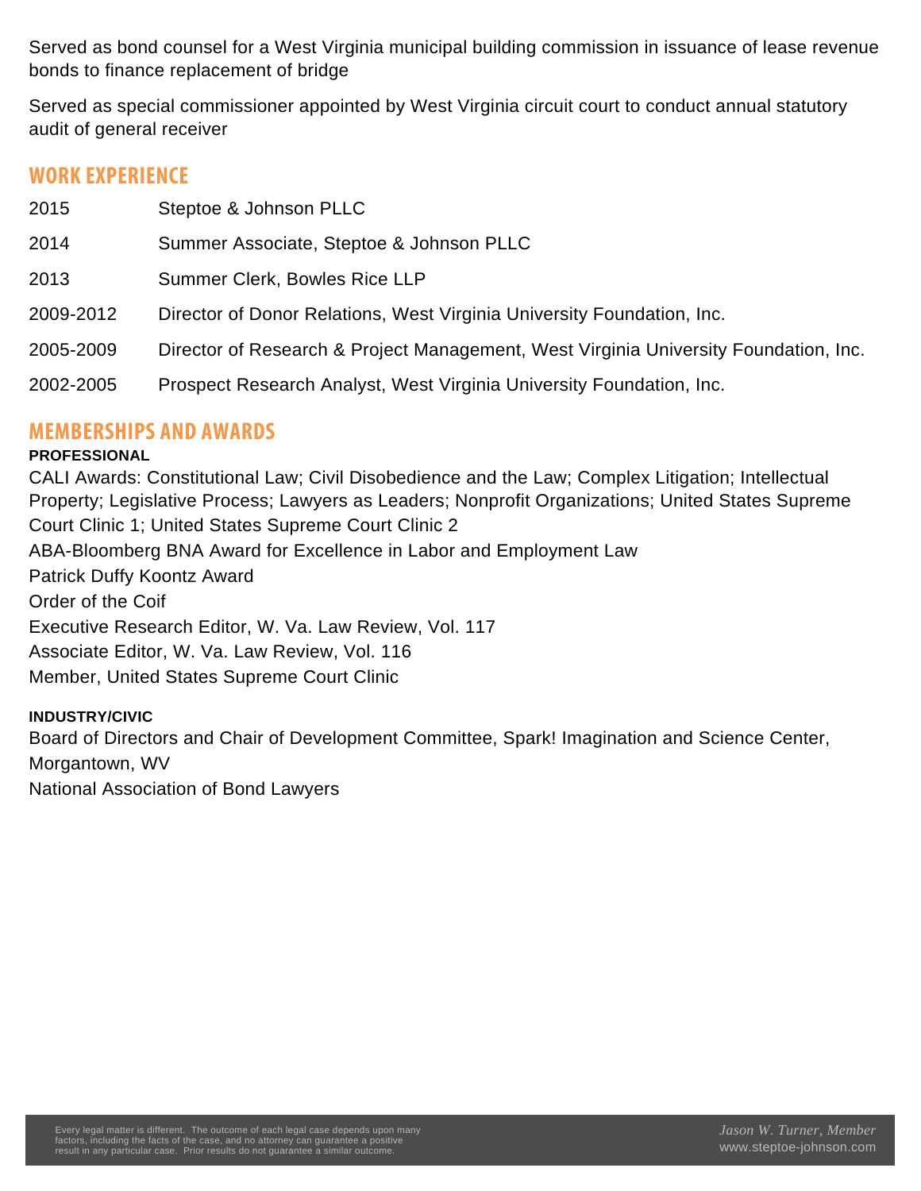Served as bond counsel for a West Virginia municipal building commission in issuance of lease revenue bonds to finance replacement of bridge

Served as special commissioner appointed by West Virginia circuit court to conduct annual statutory audit of general receiver

## WORK EXPERIENCE

| | |
|---|---|
| 2015 | Steptoe & Johnson PLLC |
| 2014 | Summer Associate, Steptoe & Johnson PLLC |
| 2013 | Summer Clerk, Bowles Rice LLP |
| 2009-2012 | Director of Donor Relations, West Virginia University Foundation, Inc. |
| 2005-2009 | Director of Research & Project Management, West Virginia University Foundation, Inc. |
| 2002-2005 | Prospect Research Analyst, West Virginia University Foundation, Inc. |

## MEMBERSHIPS AND AWARDS

**PROFESSIONAL**

CALI Awards: Constitutional Law; Civil Disobedience and the Law; Complex Litigation; Intellectual Property; Legislative Process; Lawyers as Leaders; Nonprofit Organizations; United States Supreme Court Clinic 1; United States Supreme Court Clinic 2

ABA-Bloomberg BNA Award for Excellence in Labor and Employment Law

Patrick Duffy Koontz Award

Order of the Coif

Executive Research Editor, W. Va. Law Review, Vol. 117

Associate Editor, W. Va. Law Review, Vol. 116

Member, United States Supreme Court Clinic

**INDUSTRY/CIVIC**

Board of Directors and Chair of Development Committee, Spark! Imagination and Science Center, Morgantown, WV

National Association of Bond Lawyers